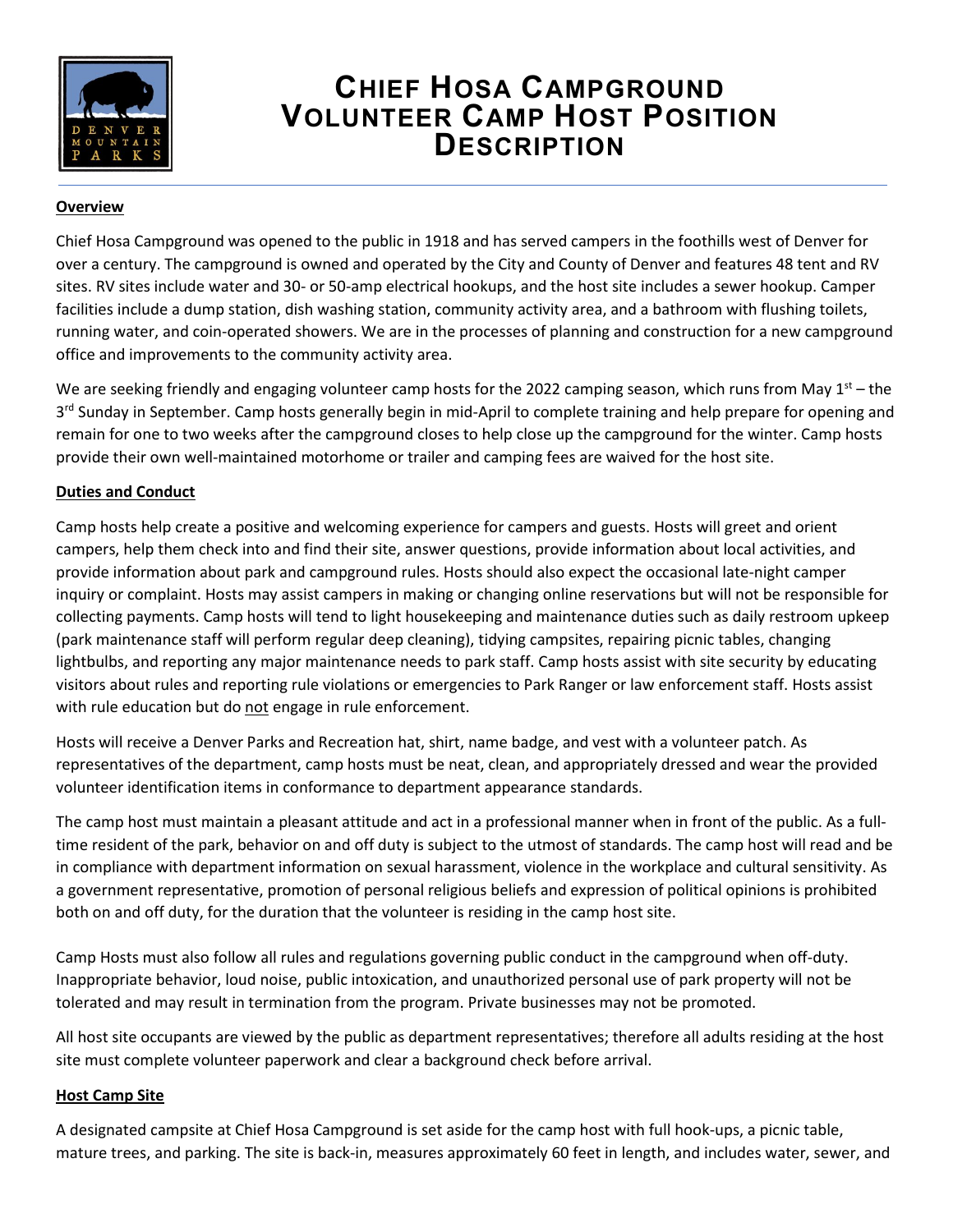# Chief Hosa Campground Volunteer Camp Host Position Description

**Overview**

Chief Hosa Campground was opened to the public in 1918 and has served campers in the foothills west of Denver for over a century. The campground is owned and operated by the City and County of Denver and features 48 tent and RV sites. RV sites include water and 30- or 50-amp electrical hookups, and the host site includes a sewer hookup. Camper facilities include a dump station, dish washing station, community activity area, and a bathroom with flushing toilets, running water, and coin-operated showers. We are in the processes of planning and construction for a new campground office and improvements to the community activity area.

We are seeking friendly and engaging volunteer camp hosts for the 2022 camping season, which runs from May 1st – the 3rd Sunday in September. Camp hosts generally begin in mid-April to complete training and help prepare for opening and remain for one to two weeks after the campground closes to help close up the campground for the winter. Camp hosts provide their own well-maintained motorhome or trailer and camping fees are waived for the host site.

**Duties and Conduct**

Camp hosts help create a positive and welcoming experience for campers and guests. Hosts will greet and orient campers, help them check into and find their site, answer questions, provide information about local activities, and provide information about park and campground rules. Hosts should also expect the occasional late-night camper inquiry or complaint. Hosts may assist campers in making or changing online reservations but will not be responsible for collecting payments. Camp hosts will tend to light housekeeping and maintenance duties such as daily restroom upkeep (park maintenance staff will perform regular deep cleaning), tidying campsites, repairing picnic tables, changing lightbulbs, and reporting any major maintenance needs to park staff. Camp hosts assist with site security by educating visitors about rules and reporting rule violations or emergencies to Park Ranger or law enforcement staff. Hosts assist with rule education but do not engage in rule enforcement.

Hosts will receive a Denver Parks and Recreation hat, shirt, name badge, and vest with a volunteer patch. As representatives of the department, camp hosts must be neat, clean, and appropriately dressed and wear the provided volunteer identification items in conformance to department appearance standards.

The camp host must maintain a pleasant attitude and act in a professional manner when in front of the public. As a full-time resident of the park, behavior on and off duty is subject to the utmost of standards. The camp host will read and be in compliance with department information on sexual harassment, violence in the workplace and cultural sensitivity. As a government representative, promotion of personal religious beliefs and expression of political opinions is prohibited both on and off duty, for the duration that the volunteer is residing in the camp host site.

Camp Hosts must also follow all rules and regulations governing public conduct in the campground when off-duty. Inappropriate behavior, loud noise, public intoxication, and unauthorized personal use of park property will not be tolerated and may result in termination from the program. Private businesses may not be promoted.

All host site occupants are viewed by the public as department representatives; therefore all adults residing at the host site must complete volunteer paperwork and clear a background check before arrival.

**Host Camp Site**

A designated campsite at Chief Hosa Campground is set aside for the camp host with full hook-ups, a picnic table, mature trees, and parking. The site is back-in, measures approximately 60 feet in length, and includes water, sewer, and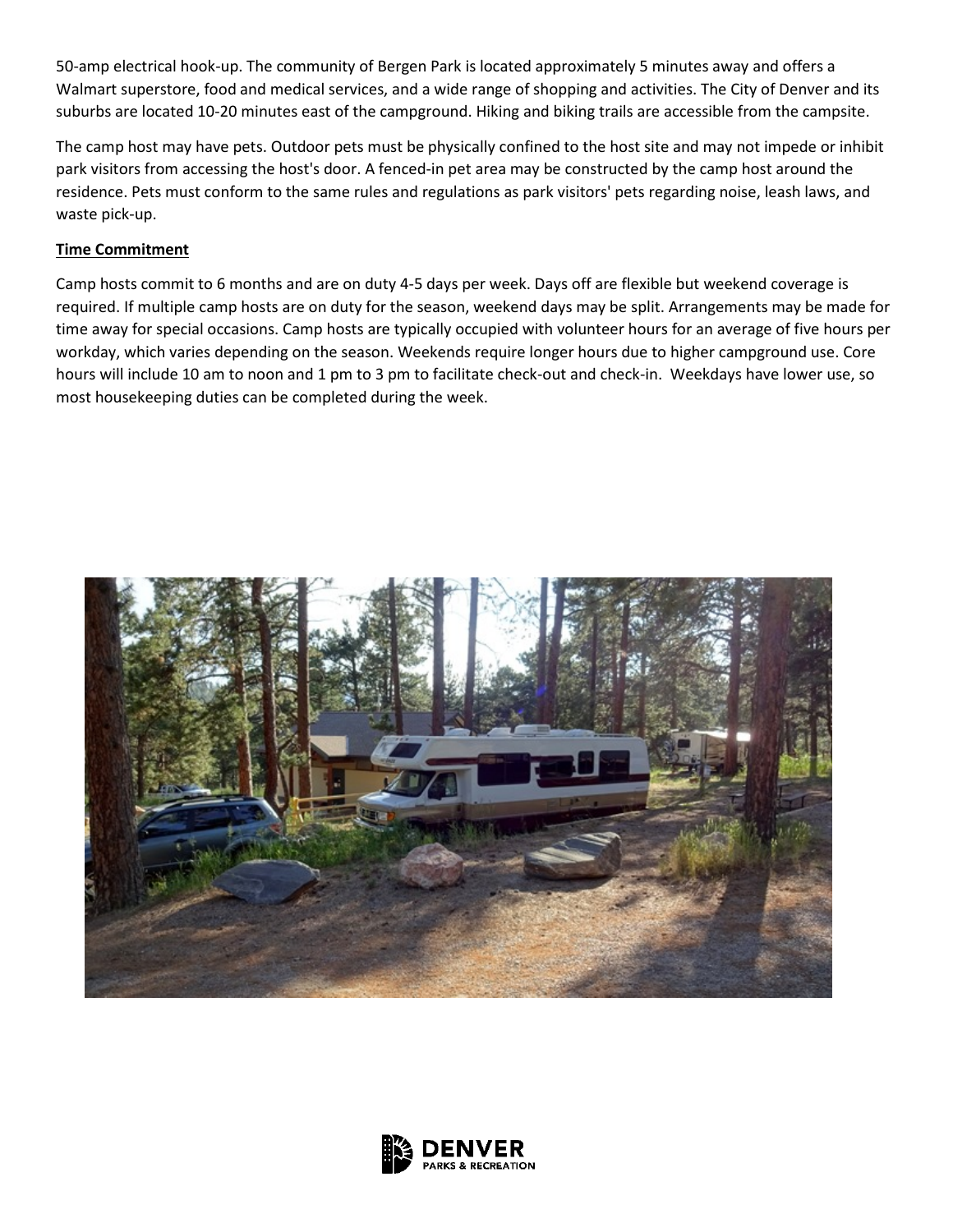50-amp electrical hook-up. The community of Bergen Park is located approximately 5 minutes away and offers a Walmart superstore, food and medical services, and a wide range of shopping and activities. The City of Denver and its suburbs are located 10-20 minutes east of the campground. Hiking and biking trails are accessible from the campsite.

The camp host may have pets. Outdoor pets must be physically confined to the host site and may not impede or inhibit park visitors from accessing the host's door. A fenced-in pet area may be constructed by the camp host around the residence. Pets must conform to the same rules and regulations as park visitors' pets regarding noise, leash laws, and waste pick-up.

**Time Commitment**

Camp hosts commit to 6 months and are on duty 4-5 days per week. Days off are flexible but weekend coverage is required. If multiple camp hosts are on duty for the season, weekend days may be split. Arrangements may be made for time away for special occasions. Camp hosts are typically occupied with volunteer hours for an average of five hours per workday, which varies depending on the season. Weekends require longer hours due to higher campground use. Core hours will include 10 am to noon and 1 pm to 3 pm to facilitate check-out and check-in. Weekdays have lower use, so most housekeeping duties can be completed during the week.